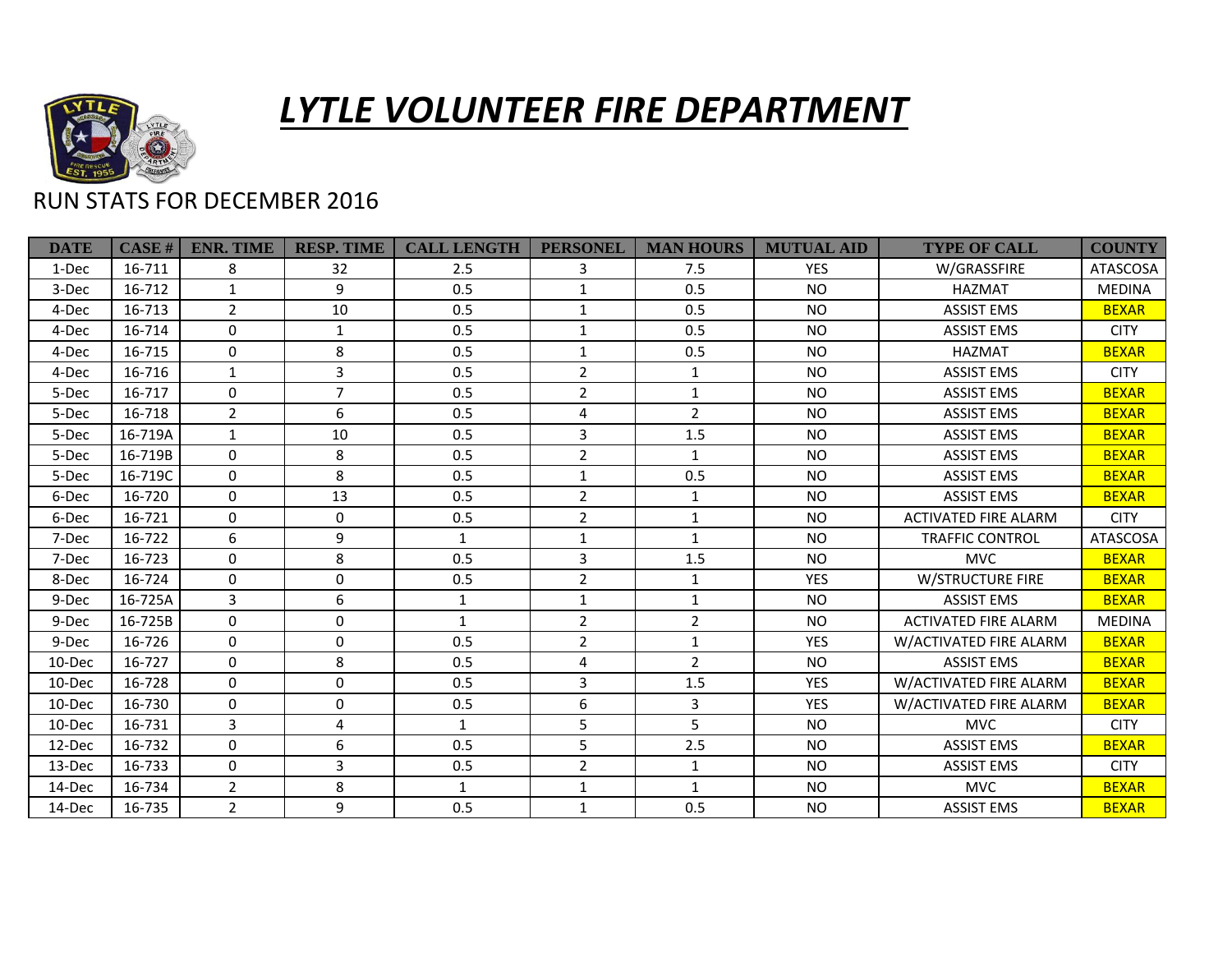# *LYTLE VOLUNTEER FIRE DEPARTMENT*

RUN STATS FOR DECEMBER 2016

| DATE | CASE # | ENR. TIME | RESP. TIME | CALL LENGTH | PERSONEL | MAN HOURS | MUTUAL AID | TYPE OF CALL | COUNTY |
|---|---|---|---|---|---|---|---|---|---|
| 1-Dec | 16-711 | 8 | 32 | 2.5 | 3 | 7.5 | YES | W/GRASSFIRE | ATASCOSA |
| 3-Dec | 16-712 | 1 | 9 | 0.5 | 1 | 0.5 | NO | HAZMAT | MEDINA |
| 4-Dec | 16-713 | 2 | 10 | 0.5 | 1 | 0.5 | NO | ASSIST EMS | BEXAR |
| 4-Dec | 16-714 | 0 | 1 | 0.5 | 1 | 0.5 | NO | ASSIST EMS | CITY |
| 4-Dec | 16-715 | 0 | 8 | 0.5 | 1 | 0.5 | NO | HAZMAT | BEXAR |
| 4-Dec | 16-716 | 1 | 3 | 0.5 | 2 | 1 | NO | ASSIST EMS | CITY |
| 5-Dec | 16-717 | 0 | 7 | 0.5 | 2 | 1 | NO | ASSIST EMS | BEXAR |
| 5-Dec | 16-718 | 2 | 6 | 0.5 | 4 | 2 | NO | ASSIST EMS | BEXAR |
| 5-Dec | 16-719A | 1 | 10 | 0.5 | 3 | 1.5 | NO | ASSIST EMS | BEXAR |
| 5-Dec | 16-719B | 0 | 8 | 0.5 | 2 | 1 | NO | ASSIST EMS | BEXAR |
| 5-Dec | 16-719C | 0 | 8 | 0.5 | 1 | 0.5 | NO | ASSIST EMS | BEXAR |
| 6-Dec | 16-720 | 0 | 13 | 0.5 | 2 | 1 | NO | ASSIST EMS | BEXAR |
| 6-Dec | 16-721 | 0 | 0 | 0.5 | 2 | 1 | NO | ACTIVATED FIRE ALARM | CITY |
| 7-Dec | 16-722 | 6 | 9 | 1 | 1 | 1 | NO | TRAFFIC CONTROL | ATASCOSA |
| 7-Dec | 16-723 | 0 | 8 | 0.5 | 3 | 1.5 | NO | MVC | BEXAR |
| 8-Dec | 16-724 | 0 | 0 | 0.5 | 2 | 1 | YES | W/STRUCTURE FIRE | BEXAR |
| 9-Dec | 16-725A | 3 | 6 | 1 | 1 | 1 | NO | ASSIST EMS | BEXAR |
| 9-Dec | 16-725B | 0 | 0 | 1 | 2 | 2 | NO | ACTIVATED FIRE ALARM | MEDINA |
| 9-Dec | 16-726 | 0 | 0 | 0.5 | 2 | 1 | YES | W/ACTIVATED FIRE ALARM | BEXAR |
| 10-Dec | 16-727 | 0 | 8 | 0.5 | 4 | 2 | NO | ASSIST EMS | BEXAR |
| 10-Dec | 16-728 | 0 | 0 | 0.5 | 3 | 1.5 | YES | W/ACTIVATED FIRE ALARM | BEXAR |
| 10-Dec | 16-730 | 0 | 0 | 0.5 | 6 | 3 | YES | W/ACTIVATED FIRE ALARM | BEXAR |
| 10-Dec | 16-731 | 3 | 4 | 1 | 5 | 5 | NO | MVC | CITY |
| 12-Dec | 16-732 | 0 | 6 | 0.5 | 5 | 2.5 | NO | ASSIST EMS | BEXAR |
| 13-Dec | 16-733 | 0 | 3 | 0.5 | 2 | 1 | NO | ASSIST EMS | CITY |
| 14-Dec | 16-734 | 2 | 8 | 1 | 1 | 1 | NO | MVC | BEXAR |
| 14-Dec | 16-735 | 2 | 9 | 0.5 | 1 | 0.5 | NO | ASSIST EMS | BEXAR |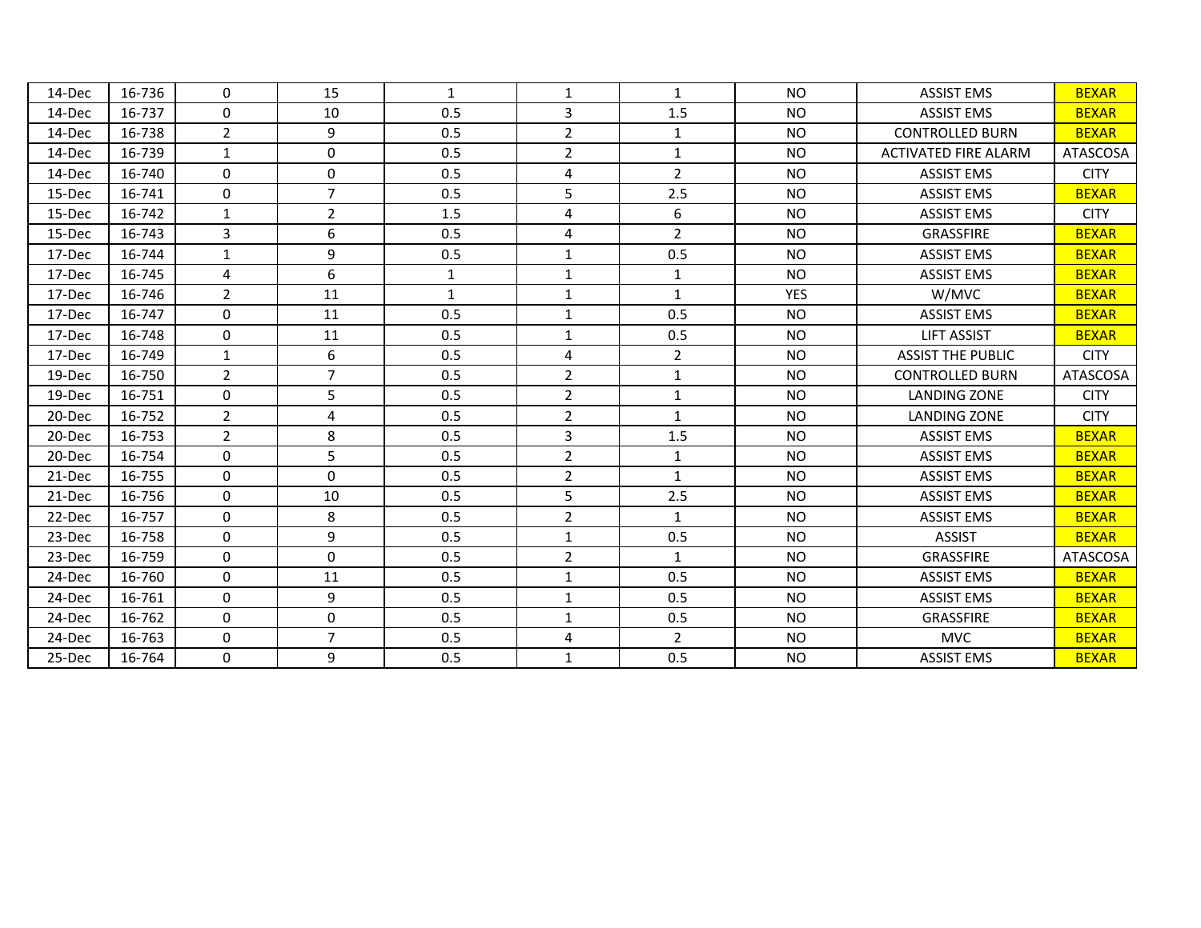| | | | | | | | | | |
|---|---|---|---|---|---|---|---|---|---|
| 14-Dec | 16-736 | 0 | 15 | 1 | 1 | 1 | NO | ASSIST EMS | BEXAR |
| 14-Dec | 16-737 | 0 | 10 | 0.5 | 3 | 1.5 | NO | ASSIST EMS | BEXAR |
| 14-Dec | 16-738 | 2 | 9 | 0.5 | 2 | 1 | NO | CONTROLLED BURN | BEXAR |
| 14-Dec | 16-739 | 1 | 0 | 0.5 | 2 | 1 | NO | ACTIVATED FIRE ALARM | ATASCOSA |
| 14-Dec | 16-740 | 0 | 0 | 0.5 | 4 | 2 | NO | ASSIST EMS | CITY |
| 15-Dec | 16-741 | 0 | 7 | 0.5 | 5 | 2.5 | NO | ASSIST EMS | BEXAR |
| 15-Dec | 16-742 | 1 | 2 | 1.5 | 4 | 6 | NO | ASSIST EMS | CITY |
| 15-Dec | 16-743 | 3 | 6 | 0.5 | 4 | 2 | NO | GRASSFIRE | BEXAR |
| 17-Dec | 16-744 | 1 | 9 | 0.5 | 1 | 0.5 | NO | ASSIST EMS | BEXAR |
| 17-Dec | 16-745 | 4 | 6 | 1 | 1 | 1 | NO | ASSIST EMS | BEXAR |
| 17-Dec | 16-746 | 2 | 11 | 1 | 1 | 1 | YES | W/MVC | BEXAR |
| 17-Dec | 16-747 | 0 | 11 | 0.5 | 1 | 0.5 | NO | ASSIST EMS | BEXAR |
| 17-Dec | 16-748 | 0 | 11 | 0.5 | 1 | 0.5 | NO | LIFT ASSIST | BEXAR |
| 17-Dec | 16-749 | 1 | 6 | 0.5 | 4 | 2 | NO | ASSIST THE PUBLIC | CITY |
| 19-Dec | 16-750 | 2 | 7 | 0.5 | 2 | 1 | NO | CONTROLLED BURN | ATASCOSA |
| 19-Dec | 16-751 | 0 | 5 | 0.5 | 2 | 1 | NO | LANDING ZONE | CITY |
| 20-Dec | 16-752 | 2 | 4 | 0.5 | 2 | 1 | NO | LANDING ZONE | CITY |
| 20-Dec | 16-753 | 2 | 8 | 0.5 | 3 | 1.5 | NO | ASSIST EMS | BEXAR |
| 20-Dec | 16-754 | 0 | 5 | 0.5 | 2 | 1 | NO | ASSIST EMS | BEXAR |
| 21-Dec | 16-755 | 0 | 0 | 0.5 | 2 | 1 | NO | ASSIST EMS | BEXAR |
| 21-Dec | 16-756 | 0 | 10 | 0.5 | 5 | 2.5 | NO | ASSIST EMS | BEXAR |
| 22-Dec | 16-757 | 0 | 8 | 0.5 | 2 | 1 | NO | ASSIST EMS | BEXAR |
| 23-Dec | 16-758 | 0 | 9 | 0.5 | 1 | 0.5 | NO | ASSIST | BEXAR |
| 23-Dec | 16-759 | 0 | 0 | 0.5 | 2 | 1 | NO | GRASSFIRE | ATASCOSA |
| 24-Dec | 16-760 | 0 | 11 | 0.5 | 1 | 0.5 | NO | ASSIST EMS | BEXAR |
| 24-Dec | 16-761 | 0 | 9 | 0.5 | 1 | 0.5 | NO | ASSIST EMS | BEXAR |
| 24-Dec | 16-762 | 0 | 0 | 0.5 | 1 | 0.5 | NO | GRASSFIRE | BEXAR |
| 24-Dec | 16-763 | 0 | 7 | 0.5 | 4 | 2 | NO | MVC | BEXAR |
| 25-Dec | 16-764 | 0 | 9 | 0.5 | 1 | 0.5 | NO | ASSIST EMS | BEXAR |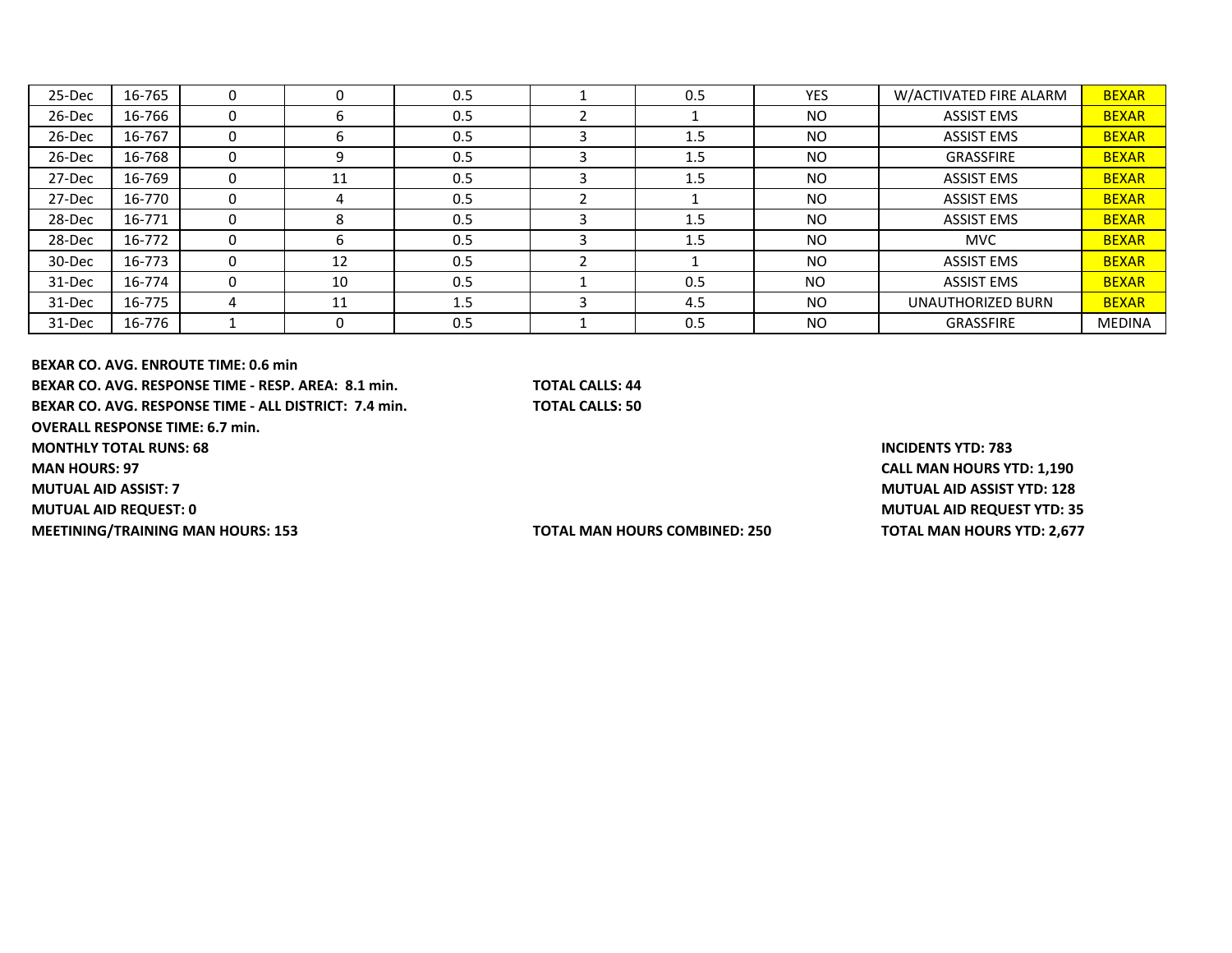| | | | | | | | | | |
|---|---|---|---|---|---|---|---|---|---|
| 25-Dec | 16-765 | 0 | 0 | 0.5 | 1 | 0.5 | YES | W/ACTIVATED FIRE ALARM | BEXAR |
| 26-Dec | 16-766 | 0 | 6 | 0.5 | 2 | 1 | NO | ASSIST EMS | BEXAR |
| 26-Dec | 16-767 | 0 | 6 | 0.5 | 3 | 1.5 | NO | ASSIST EMS | BEXAR |
| 26-Dec | 16-768 | 0 | 9 | 0.5 | 3 | 1.5 | NO | GRASSFIRE | BEXAR |
| 27-Dec | 16-769 | 0 | 11 | 0.5 | 3 | 1.5 | NO | ASSIST EMS | BEXAR |
| 27-Dec | 16-770 | 0 | 4 | 0.5 | 2 | 1 | NO | ASSIST EMS | BEXAR |
| 28-Dec | 16-771 | 0 | 8 | 0.5 | 3 | 1.5 | NO | ASSIST EMS | BEXAR |
| 28-Dec | 16-772 | 0 | 6 | 0.5 | 3 | 1.5 | NO | MVC | BEXAR |
| 30-Dec | 16-773 | 0 | 12 | 0.5 | 2 | 1 | NO | ASSIST EMS | BEXAR |
| 31-Dec | 16-774 | 0 | 10 | 0.5 | 1 | 0.5 | NO | ASSIST EMS | BEXAR |
| 31-Dec | 16-775 | 4 | 11 | 1.5 | 3 | 4.5 | NO | UNAUTHORIZED BURN | BEXAR |
| 31-Dec | 16-776 | 1 | 0 | 0.5 | 1 | 0.5 | NO | GRASSFIRE | MEDINA |

**BEXAR CO. AVG. ENROUTE TIME: 0.6 min**

**BEXAR CO. AVG. RESPONSE TIME - RESP. AREA: 8.1 min.** — **TOTAL CALLS: 44**

**BEXAR CO. AVG. RESPONSE TIME - ALL DISTRICT: 7.4 min.** — **TOTAL CALLS: 50**

**OVERALL RESPONSE TIME: 6.7 min.**

**MONTHLY TOTAL RUNS: 68**

**MAN HOURS: 97**

**MUTUAL AID ASSIST: 7**

**MUTUAL AID REQUEST: 0**

**MEETINING/TRAINING MAN HOURS: 153**

**TOTAL MAN HOURS COMBINED: 250**

**INCIDENTS YTD: 783**

**CALL MAN HOURS YTD: 1,190**

**MUTUAL AID ASSIST YTD: 128**

**MUTUAL AID REQUEST YTD: 35**

**TOTAL MAN HOURS YTD: 2,677**